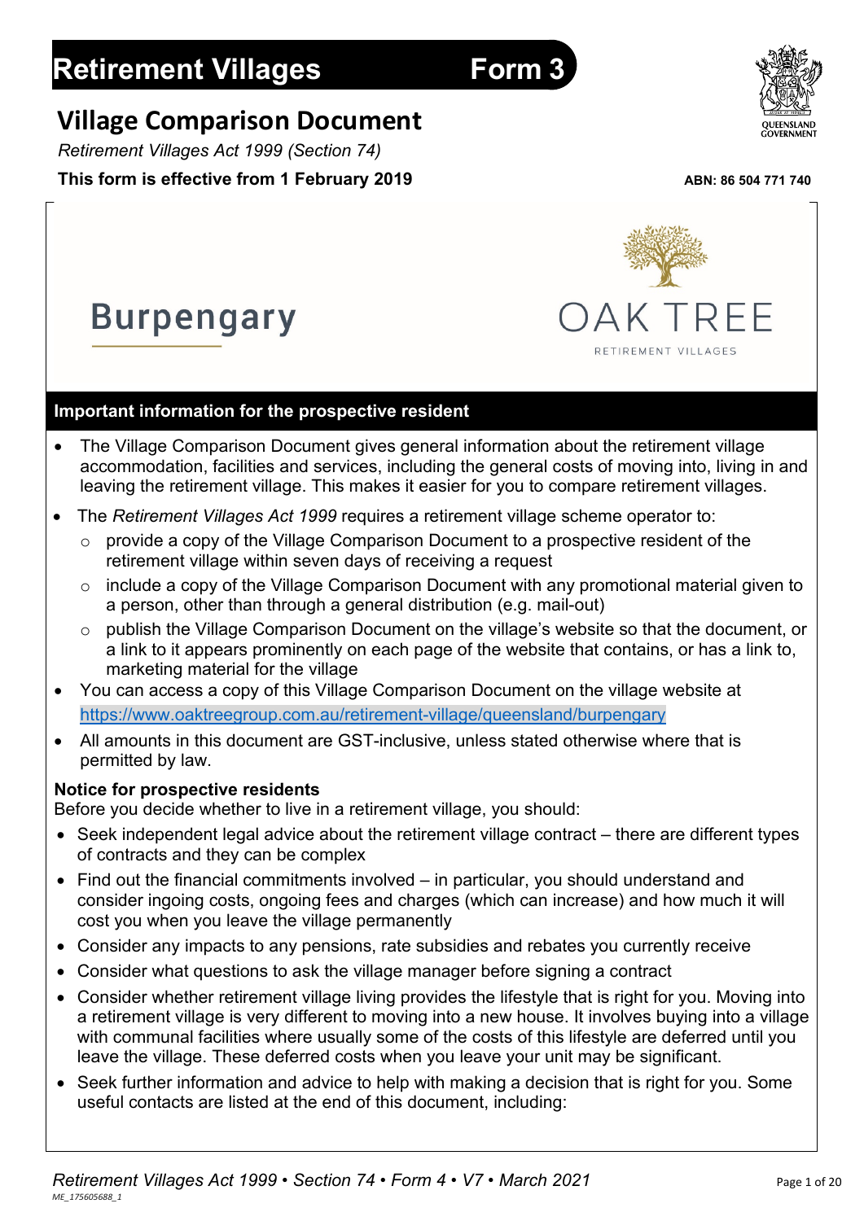# Retirement Villages Form 3

## Village Comparison Document

*Retirement Villages Act 1999 (Section 74)*

**This form is effective from 1 February 2019**

**ABN: 86 504 771 740**

# Burpengary

OAK TREE
RETIREMENT VILLAGES

### Important information for the prospective resident

- The Village Comparison Document gives general information about the retirement village accommodation, facilities and services, including the general costs of moving into, living in and leaving the retirement village. This makes it easier for you to compare retirement villages.
- The *Retirement Villages Act 1999* requires a retirement village scheme operator to:
  - provide a copy of the Village Comparison Document to a prospective resident of the retirement village within seven days of receiving a request
  - include a copy of the Village Comparison Document with any promotional material given to a person, other than through a general distribution (e.g. mail-out)
  - publish the Village Comparison Document on the village's website so that the document, or a link to it appears prominently on each page of the website that contains, or has a link to, marketing material for the village
- You can access a copy of this Village Comparison Document on the village website at https://www.oaktreegroup.com.au/retirement-village/queensland/burpengary
- All amounts in this document are GST-inclusive, unless stated otherwise where that is permitted by law.

**Notice for prospective residents**

Before you decide whether to live in a retirement village, you should:

- Seek independent legal advice about the retirement village contract – there are different types of contracts and they can be complex
- Find out the financial commitments involved – in particular, you should understand and consider ingoing costs, ongoing fees and charges (which can increase) and how much it will cost you when you leave the village permanently
- Consider any impacts to any pensions, rate subsidies and rebates you currently receive
- Consider what questions to ask the village manager before signing a contract
- Consider whether retirement village living provides the lifestyle that is right for you. Moving into a retirement village is very different to moving into a new house. It involves buying into a village with communal facilities where usually some of the costs of this lifestyle are deferred until you leave the village. These deferred costs when you leave your unit may be significant.
- Seek further information and advice to help with making a decision that is right for you. Some useful contacts are listed at the end of this document, including: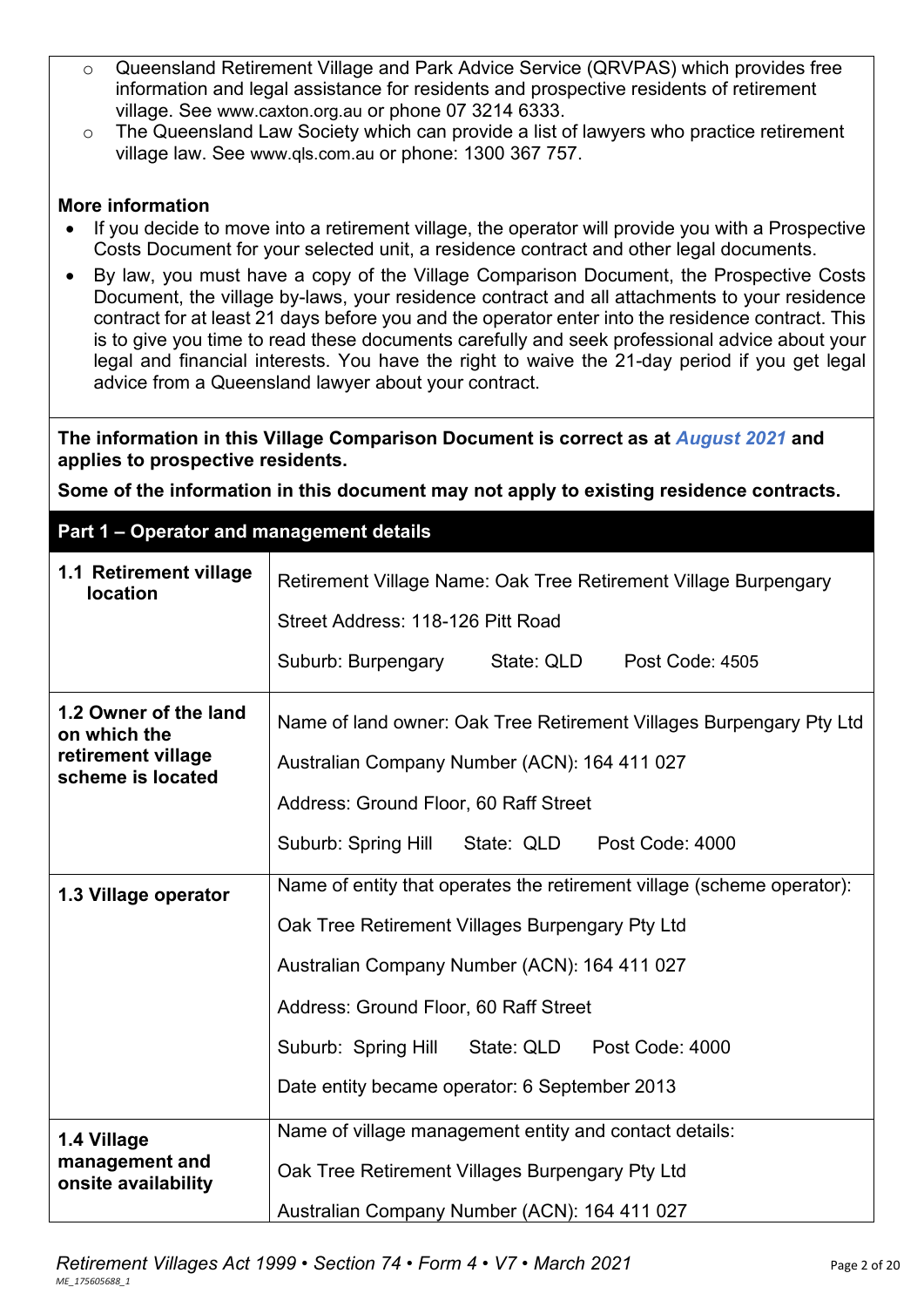- Queensland Retirement Village and Park Advice Service (QRVPAS) which provides free information and legal assistance for residents and prospective residents of retirement village. See www.caxton.org.au or phone 07 3214 6333.
- The Queensland Law Society which can provide a list of lawyers who practice retirement village law. See www.qls.com.au or phone: 1300 367 757.

**More information**

- If you decide to move into a retirement village, the operator will provide you with a Prospective Costs Document for your selected unit, a residence contract and other legal documents.
- By law, you must have a copy of the Village Comparison Document, the Prospective Costs Document, the village by-laws, your residence contract and all attachments to your residence contract for at least 21 days before you and the operator enter into the residence contract. This is to give you time to read these documents carefully and seek professional advice about your legal and financial interests. You have the right to waive the 21-day period if you get legal advice from a Queensland lawyer about your contract.

**The information in this Village Comparison Document is correct as at *August 2021* and applies to prospective residents.**

**Some of the information in this document may not apply to existing residence contracts.**

## Part 1 – Operator and management details

| | |
|---|---|
| **1.1 Retirement village location** | Retirement Village Name: Oak Tree Retirement Village Burpengary<br>Street Address: 118-126 Pitt Road<br>Suburb: Burpengary State: QLD Post Code: 4505 |
| **1.2 Owner of the land on which the retirement village scheme is located** | Name of land owner: Oak Tree Retirement Villages Burpengary Pty Ltd<br>Australian Company Number (ACN): 164 411 027<br>Address: Ground Floor, 60 Raff Street<br>Suburb: Spring Hill State: QLD Post Code: 4000 |
| **1.3 Village operator** | Name of entity that operates the retirement village (scheme operator):<br>Oak Tree Retirement Villages Burpengary Pty Ltd<br>Australian Company Number (ACN): 164 411 027<br>Address: Ground Floor, 60 Raff Street<br>Suburb: Spring Hill State: QLD Post Code: 4000<br>Date entity became operator: 6 September 2013 |
| **1.4 Village management and onsite availability** | Name of village management entity and contact details:<br>Oak Tree Retirement Villages Burpengary Pty Ltd<br>Australian Company Number (ACN): 164 411 027 |

*Retirement Villages Act 1999 • Section 74 • Form 4 • V7 • March 2021*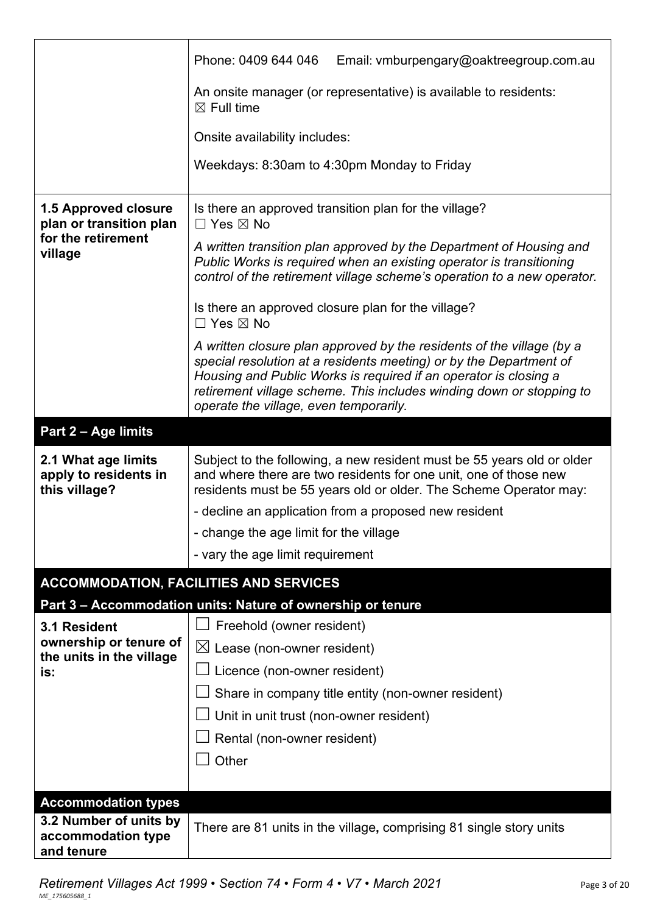| | |
|---|---|
| | Phone: 0409 644 046 Email: vmburpengary@oaktreegroup.com.au<br><br>An onsite manager (or representative) is available to residents:<br>☒ Full time<br><br>Onsite availability includes:<br><br>Weekdays: 8:30am to 4:30pm Monday to Friday |
| **1.5 Approved closure plan or transition plan for the retirement village** | Is there an approved transition plan for the village?<br>☐ Yes ☒ No<br><br>*A written transition plan approved by the Department of Housing and Public Works is required when an existing operator is transitioning control of the retirement village scheme's operation to a new operator.*<br><br>Is there an approved closure plan for the village?<br>☐ Yes ☒ No<br><br>*A written closure plan approved by the residents of the village (by a special resolution at a residents meeting) or by the Department of Housing and Public Works is required if an operator is closing a retirement village scheme. This includes winding down or stopping to operate the village, even temporarily.* |

## Part 2 – Age limits

| | |
|---|---|
| **2.1 What age limits apply to residents in this village?** | Subject to the following, a new resident must be 55 years old or older and where there are two residents for one unit, one of those new residents must be 55 years old or older. The Scheme Operator may:<br>- decline an application from a proposed new resident<br>- change the age limit for the village<br>- vary the age limit requirement |

## ACCOMMODATION, FACILITIES AND SERVICES

### Part 3 – Accommodation units: Nature of ownership or tenure

| | |
|---|---|
| **3.1 Resident ownership or tenure of the units in the village is:** | ☐ Freehold (owner resident)<br>☒ Lease (non-owner resident)<br>☐ Licence (non-owner resident)<br>☐ Share in company title entity (non-owner resident)<br>☐ Unit in unit trust (non-owner resident)<br>☐ Rental (non-owner resident)<br>☐ Other |

### Accommodation types

| | |
|---|---|
| **3.2 Number of units by accommodation type and tenure** | There are 81 units in the village**,** comprising 81 single story units |

*Retirement Villages Act 1999 • Section 74 • Form 4 • V7 • March 2021*

ME_175605688_1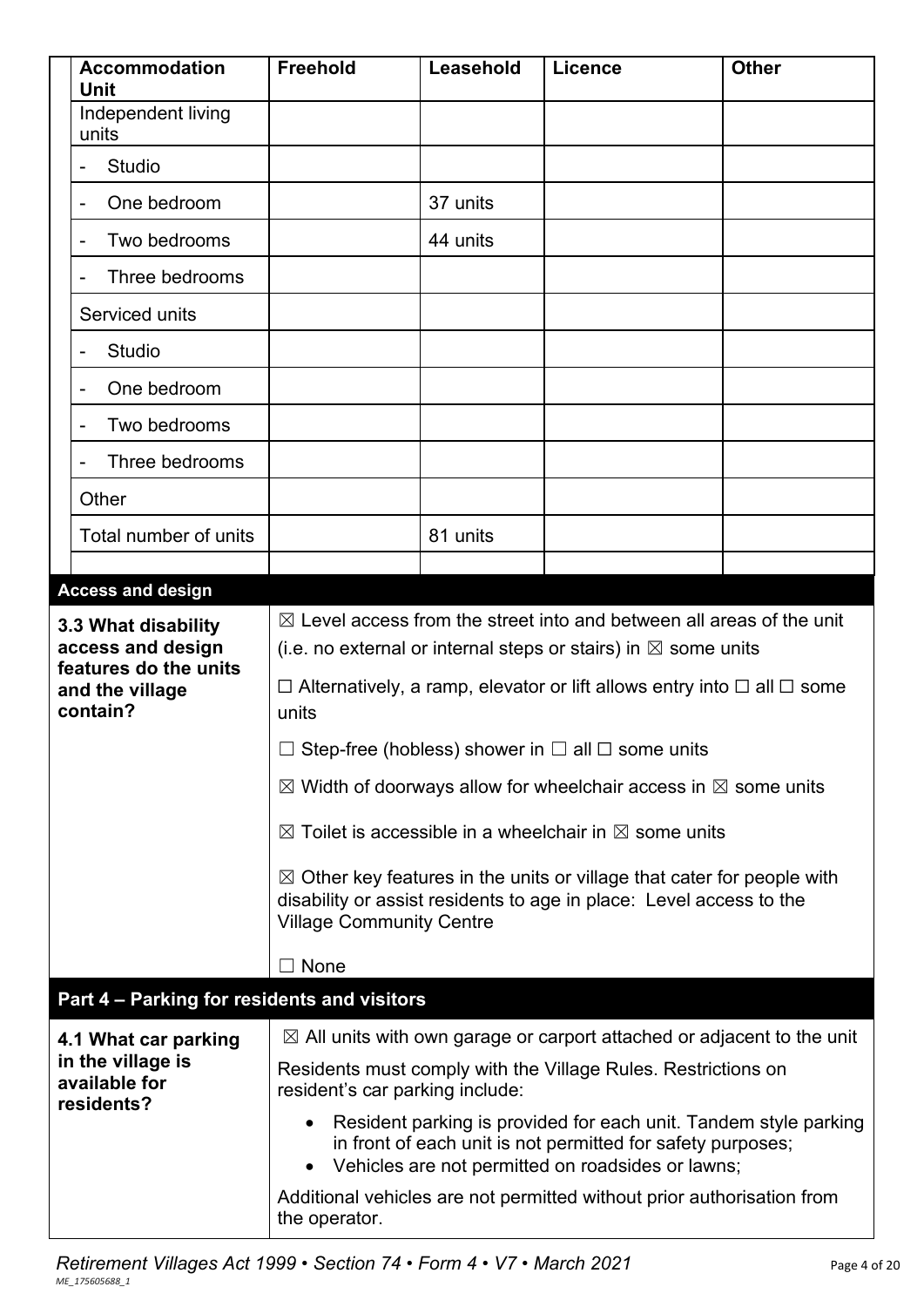| Accommodation Unit | Freehold | Leasehold | Licence | Other |
|---|---|---|---|---|
| Independent living units | | | | |
| - Studio | | | | |
| - One bedroom | | 37 units | | |
| - Two bedrooms | | 44 units | | |
| - Three bedrooms | | | | |
| Serviced units | | | | |
| - Studio | | | | |
| - One bedroom | | | | |
| - Two bedrooms | | | | |
| - Three bedrooms | | | | |
| Other | | | | |
| Total number of units | | 81 units | | |
| | | | | |

## Access and design

| | |
|---|---|
| **3.3 What disability access and design features do the units and the village contain?** | ☒ Level access from the street into and between all areas of the unit (i.e. no external or internal steps or stairs) in ☒ some units<br><br>☐ Alternatively, a ramp, elevator or lift allows entry into ☐ all ☐ some units<br><br>☐ Step-free (hobless) shower in ☐ all ☐ some units<br><br>☒ Width of doorways allow for wheelchair access in ☒ some units<br><br>☒ Toilet is accessible in a wheelchair in ☒ some units<br><br>☒ Other key features in the units or village that cater for people with disability or assist residents to age in place: Level access to the Village Community Centre<br><br>☐ None |

## Part 4 – Parking for residents and visitors

| | |
|---|---|
| **4.1 What car parking in the village is available for residents?** | ☒ All units with own garage or carport attached or adjacent to the unit<br><br>Residents must comply with the Village Rules. Restrictions on resident's car parking include:<br><br>• Resident parking is provided for each unit. Tandem style parking in front of each unit is not permitted for safety purposes;<br>• Vehicles are not permitted on roadsides or lawns;<br><br>Additional vehicles are not permitted without prior authorisation from the operator. |

*Retirement Villages Act 1999 • Section 74 • Form 4 • V7 • March 2021*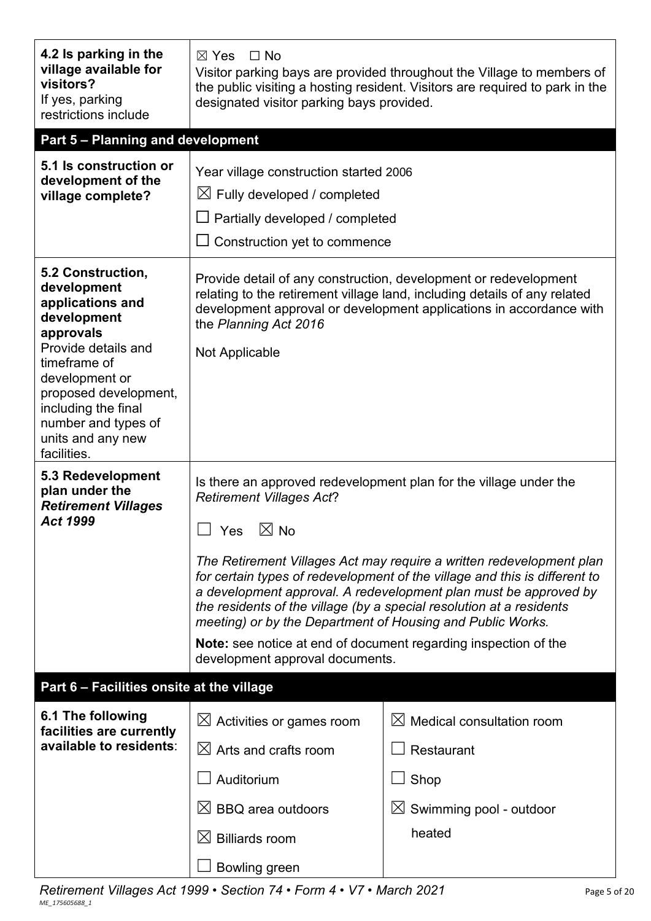| | |
|---|---|
| **4.2 Is parking in the village available for visitors?**<br>If yes, parking restrictions include | ☒ Yes ☐ No<br>Visitor parking bays are provided throughout the Village to members of the public visiting a hosting resident. Visitors are required to park in the designated visitor parking bays provided. |

## Part 5 – Planning and development

| | |
|---|---|
| **5.1 Is construction or development of the village complete?** | Year village construction started 2006<br>☒ Fully developed / completed<br>☐ Partially developed / completed<br>☐ Construction yet to commence |
| **5.2 Construction, development applications and development approvals**<br>Provide details and timeframe of development or proposed development, including the final number and types of units and any new facilities. | Provide detail of any construction, development or redevelopment relating to the retirement village land, including details of any related development approval or development applications in accordance with the *Planning Act 2016*<br>Not Applicable |
| **5.3 Redevelopment plan under the *Retirement Villages Act 1999*** | Is there an approved redevelopment plan for the village under the *Retirement Villages Act*?<br>☐ Yes ☒ No<br>*The Retirement Villages Act may require a written redevelopment plan for certain types of redevelopment of the village and this is different to a development approval. A redevelopment plan must be approved by the residents of the village (by a special resolution at a residents meeting) or by the Department of Housing and Public Works.*<br>**Note:** see notice at end of document regarding inspection of the development approval documents. |

## Part 6 – Facilities onsite at the village

| | | |
|---|---|---|
| **6.1 The following facilities are currently available to residents**: | ☒ Activities or games room | ☒ Medical consultation room |
| | ☒ Arts and crafts room | ☐ Restaurant |
| | ☐ Auditorium | ☐ Shop |
| | ☒ BBQ area outdoors | ☒ Swimming pool - outdoor heated |
| | ☒ Billiards room | |
| | ☐ Bowling green | |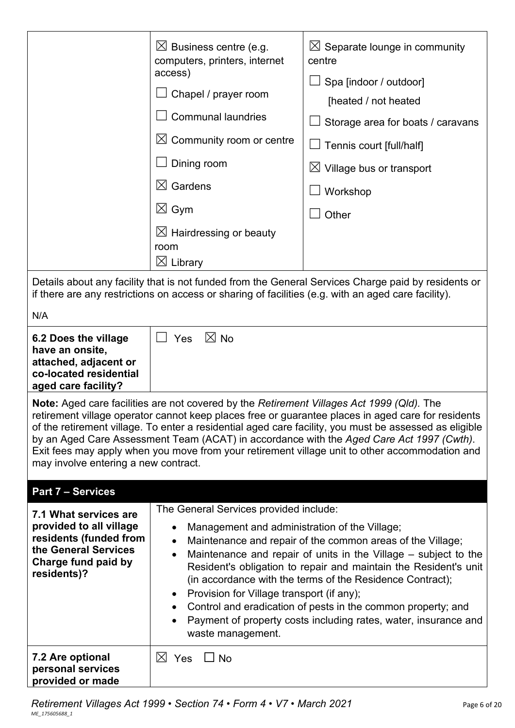| | | |
|---|---|---|
| | ☒ Business centre (e.g. computers, printers, internet access)<br>☐ Chapel / prayer room<br>☐ Communal laundries<br>☒ Community room or centre<br>☐ Dining room<br>☒ Gardens<br>☒ Gym<br>☒ Hairdressing or beauty room<br>☒ Library | ☒ Separate lounge in community centre<br>☐ Spa [indoor / outdoor] [heated / not heated<br>☐ Storage area for boats / caravans<br>☐ Tennis court [full/half]<br>☒ Village bus or transport<br>☐ Workshop<br>☐ Other |

Details about any facility that is not funded from the General Services Charge paid by residents or if there are any restrictions on access or sharing of facilities (e.g. with an aged care facility).

N/A

| | |
|---|---|
| **6.2 Does the village have an onsite, attached, adjacent or co-located residential aged care facility?** | ☐ Yes ☒ No |

**Note:** Aged care facilities are not covered by the *Retirement Villages Act 1999 (Qld).* The retirement village operator cannot keep places free or guarantee places in aged care for residents of the retirement village. To enter a residential aged care facility, you must be assessed as eligible by an Aged Care Assessment Team (ACAT) in accordance with the *Aged Care Act 1997 (Cwth)*. Exit fees may apply when you move from your retirement village unit to other accommodation and may involve entering a new contract.

## Part 7 – Services

| | |
|---|---|
| **7.1 What services are provided to all village residents (funded from the General Services Charge fund paid by residents)?** | The General Services provided include:<br>• Management and administration of the Village;<br>• Maintenance and repair of the common areas of the Village;<br>• Maintenance and repair of units in the Village – subject to the Resident's obligation to repair and maintain the Resident's unit (in accordance with the terms of the Residence Contract);<br>• Provision for Village transport (if any);<br>• Control and eradication of pests in the common property; and<br>• Payment of property costs including rates, water, insurance and waste management. |
| **7.2 Are optional personal services provided or made** | ☒ Yes ☐ No |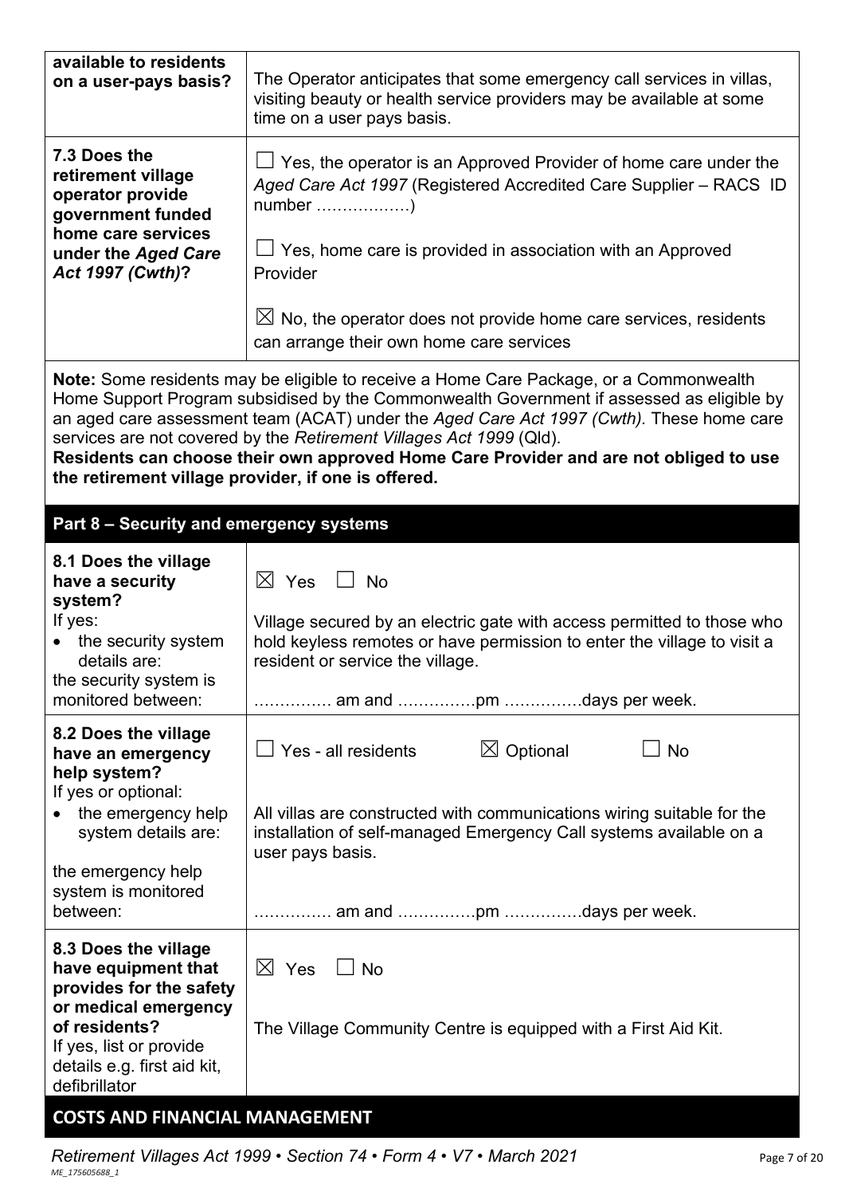| **available to residents on a user-pays basis?** | The Operator anticipates that some emergency call services in villas, visiting beauty or health service providers may be available at some time on a user pays basis. |
|---|---|
| **7.3 Does the retirement village operator provide government funded home care services under the *Aged Care Act 1997 (Cwth)*?** | ☐ Yes, the operator is an Approved Provider of home care under the *Aged Care Act 1997* (Registered Accredited Care Supplier – RACS ID number ………………)<br><br>☐ Yes, home care is provided in association with an Approved Provider<br><br>☒ No, the operator does not provide home care services, residents can arrange their own home care services |

**Note:** Some residents may be eligible to receive a Home Care Package, or a Commonwealth Home Support Program subsidised by the Commonwealth Government if assessed as eligible by an aged care assessment team (ACAT) under the *Aged Care Act 1997 (Cwth).* These home care services are not covered by the *Retirement Villages Act 1999* (Qld).
**Residents can choose their own approved Home Care Provider and are not obliged to use the retirement village provider, if one is offered.**

## Part 8 – Security and emergency systems

| | |
|---|---|
| **8.1 Does the village have a security system?**<br>If yes:<br>• the security system details are:<br>the security system is monitored between: | ☒ Yes ☐ No<br><br>Village secured by an electric gate with access permitted to those who hold keyless remotes or have permission to enter the village to visit a resident or service the village.<br><br>…………… am and ……………pm ……………days per week. |
| **8.2 Does the village have an emergency help system?**<br>If yes or optional:<br>• the emergency help system details are:<br><br>the emergency help system is monitored between: | ☐ Yes - all residents ☒ Optional ☐ No<br><br>All villas are constructed with communications wiring suitable for the installation of self-managed Emergency Call systems available on a user pays basis.<br><br>…………… am and ……………pm ……………days per week. |
| **8.3 Does the village have equipment that provides for the safety or medical emergency of residents?**<br>If yes, list or provide details e.g. first aid kit, defibrillator | ☒ Yes ☐ No<br><br>The Village Community Centre is equipped with a First Aid Kit. |

## COSTS AND FINANCIAL MANAGEMENT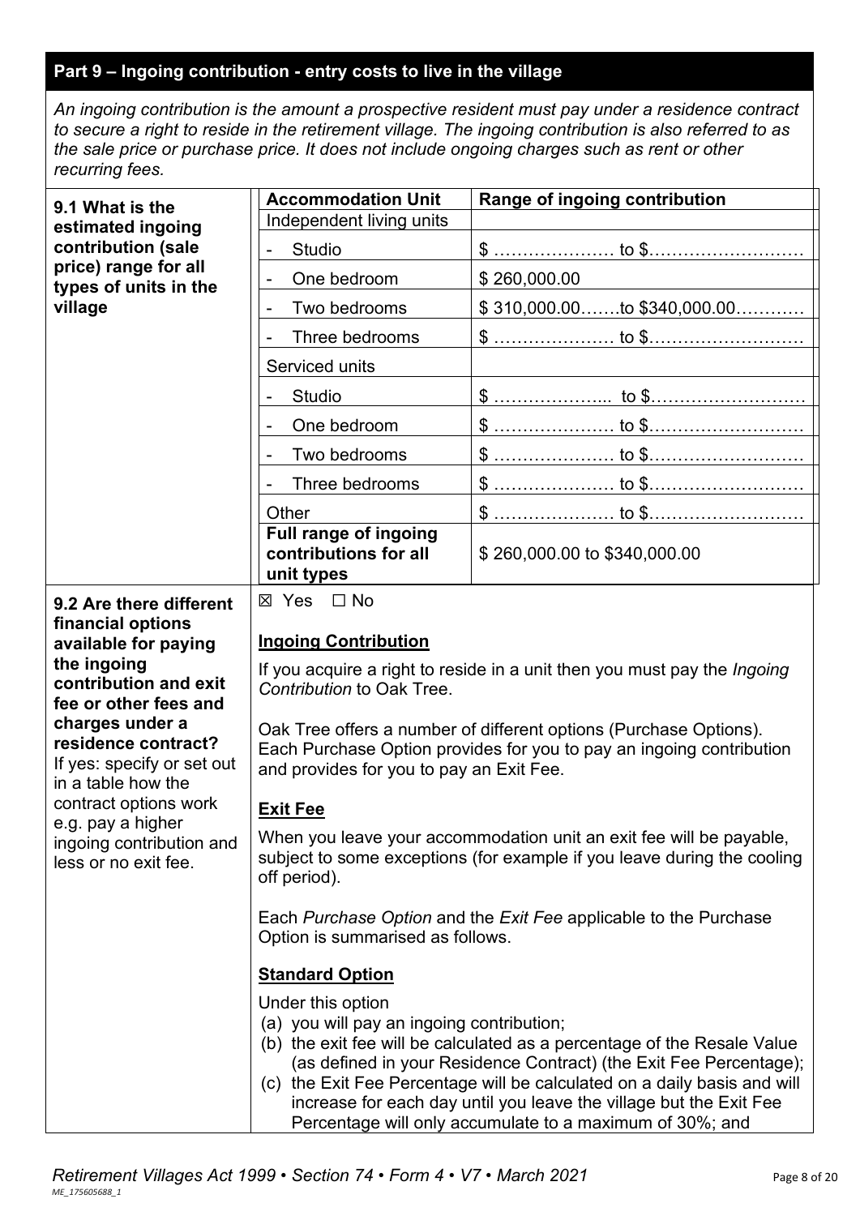## Part 9 – Ingoing contribution - entry costs to live in the village

*An ingoing contribution is the amount a prospective resident must pay under a residence contract to secure a right to reside in the retirement village. The ingoing contribution is also referred to as the sale price or purchase price. It does not include ongoing charges such as rent or other recurring fees.*

**9.1 What is the estimated ingoing contribution (sale price) range for all types of units in the village**

| Accommodation Unit | Range of ingoing contribution |
|---|---|
| Independent living units | |
| - Studio | $ ………………… to $……………………… |
| - One bedroom | $ 260,000.00 |
| - Two bedrooms | $ 310,000.00…….to $340,000.00………… |
| - Three bedrooms | $ ………………… to $……………………… |
| Serviced units | |
| - Studio | $ ………………... to $……………………… |
| - One bedroom | $ ………………… to $……………………… |
| - Two bedrooms | $ ………………… to $……………………… |
| - Three bedrooms | $ ………………… to $……………………… |
| Other | $ ………………… to $……………………… |
| **Full range of ingoing contributions for all unit types** | $ 260,000.00 to $340,000.00 |

**9.2 Are there different financial options available for paying the ingoing contribution and exit fee or other fees and charges under a residence contract?**
If yes: specify or set out in a table how the contract options work e.g. pay a higher ingoing contribution and less or no exit fee.

☒ Yes ☐ No

**Ingoing Contribution**

If you acquire a right to reside in a unit then you must pay the *Ingoing Contribution* to Oak Tree.

Oak Tree offers a number of different options (Purchase Options). Each Purchase Option provides for you to pay an ingoing contribution and provides for you to pay an Exit Fee.

**Exit Fee**

When you leave your accommodation unit an exit fee will be payable, subject to some exceptions (for example if you leave during the cooling off period).

Each *Purchase Option* and the *Exit Fee* applicable to the Purchase Option is summarised as follows.

**Standard Option**

Under this option

(a) you will pay an ingoing contribution;
(b) the exit fee will be calculated as a percentage of the Resale Value (as defined in your Residence Contract) (the Exit Fee Percentage);
(c) the Exit Fee Percentage will be calculated on a daily basis and will increase for each day until you leave the village but the Exit Fee Percentage will only accumulate to a maximum of 30%; and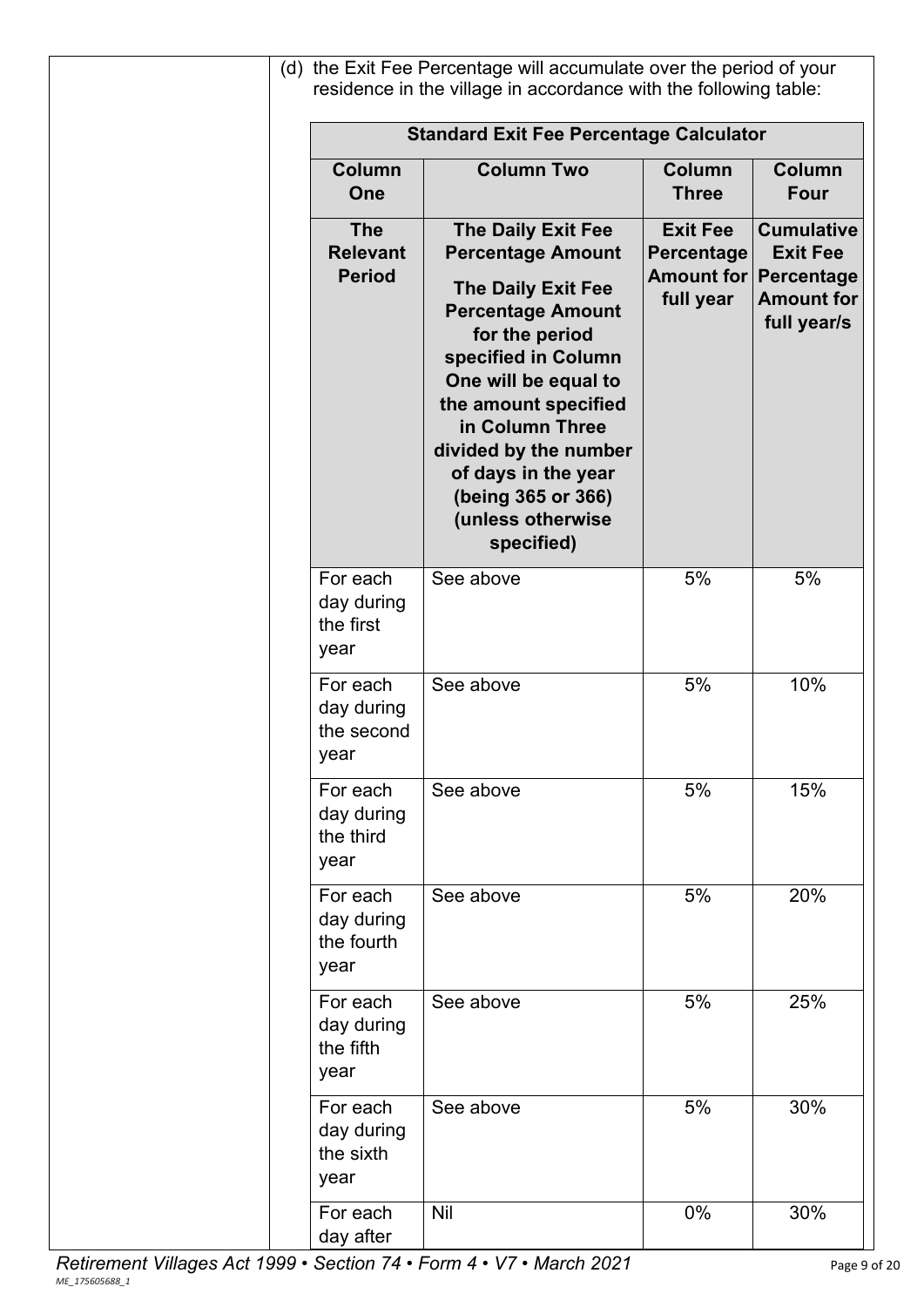(d) the Exit Fee Percentage will accumulate over the period of your residence in the village in accordance with the following table:

| **Standard Exit Fee Percentage Calculator** | | | |
|---|---|---|---|
| **Column One** | **Column Two** | **Column Three** | **Column Four** |
| **The Relevant Period** | **The Daily Exit Fee Percentage Amount** **The Daily Exit Fee Percentage Amount for the period specified in Column One will be equal to the amount specified in Column Three divided by the number of days in the year (being 365 or 366) (unless otherwise specified)** | **Exit Fee Percentage Amount for full year** | **Cumulative Exit Fee Percentage Amount for full year/s** |
| For each day during the first year | See above | 5% | 5% |
| For each day during the second year | See above | 5% | 10% |
| For each day during the third year | See above | 5% | 15% |
| For each day during the fourth year | See above | 5% | 20% |
| For each day during the fifth year | See above | 5% | 25% |
| For each day during the sixth year | See above | 5% | 30% |
| For each day after | Nil | 0% | 30% |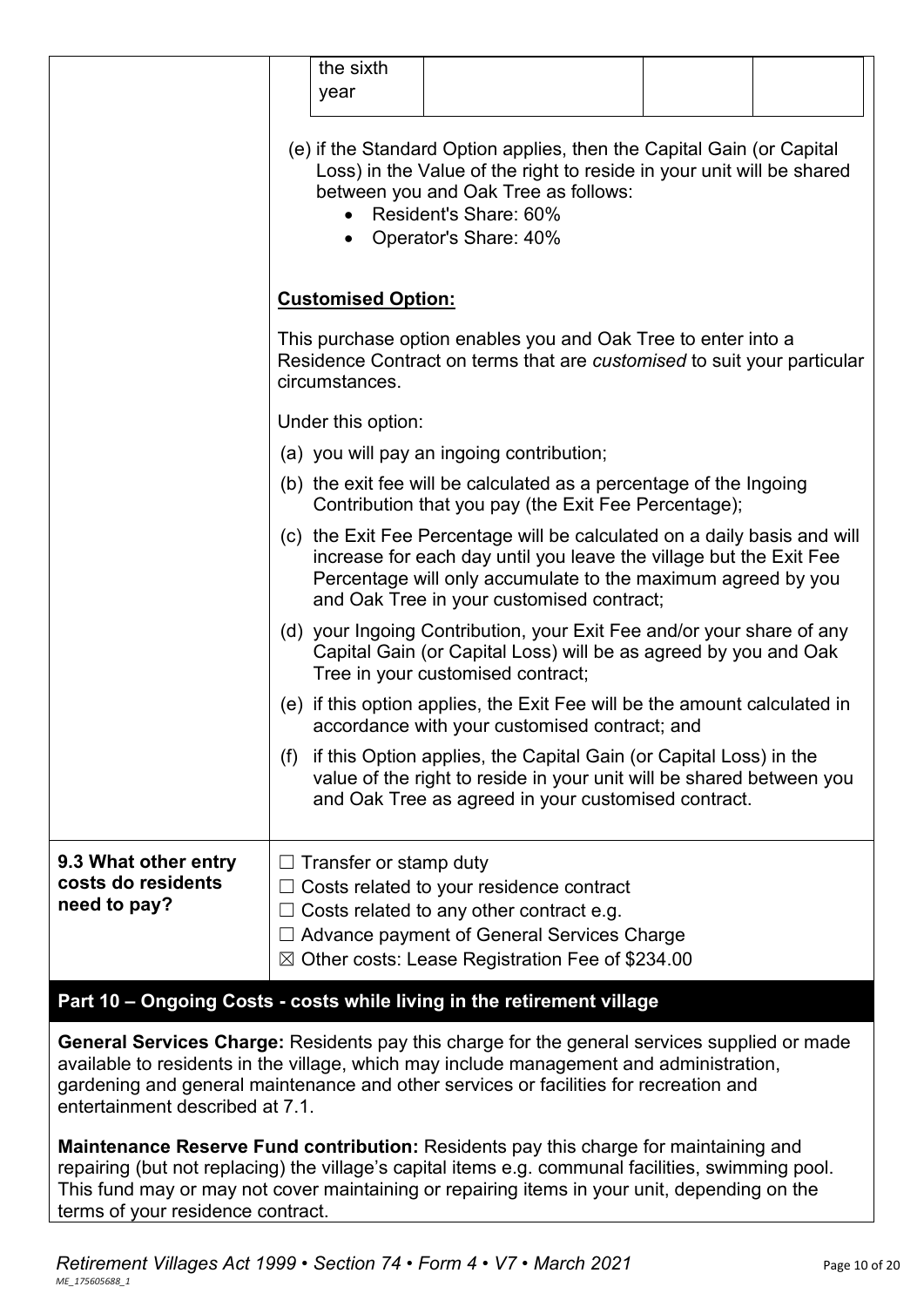| | |
|---|---|
| | the sixth year |
| | (e) if the Standard Option applies, then the Capital Gain (or Capital Loss) in the Value of the right to reside in your unit will be shared between you and Oak Tree as follows:<br>• Resident's Share: 60%<br>• Operator's Share: 40%<br><br>**Customised Option:**<br><br>This purchase option enables you and Oak Tree to enter into a Residence Contract on terms that are *customised* to suit your particular circumstances.<br><br>Under this option:<br><br>(a) you will pay an ingoing contribution;<br><br>(b) the exit fee will be calculated as a percentage of the Ingoing Contribution that you pay (the Exit Fee Percentage);<br><br>(c) the Exit Fee Percentage will be calculated on a daily basis and will increase for each day until you leave the village but the Exit Fee Percentage will only accumulate to the maximum agreed by you and Oak Tree in your customised contract;<br><br>(d) your Ingoing Contribution, your Exit Fee and/or your share of any Capital Gain (or Capital Loss) will be as agreed by you and Oak Tree in your customised contract;<br><br>(e) if this option applies, the Exit Fee will be the amount calculated in accordance with your customised contract; and<br><br>(f) if this Option applies, the Capital Gain (or Capital Loss) in the value of the right to reside in your unit will be shared between you and Oak Tree as agreed in your customised contract. |
| **9.3 What other entry costs do residents need to pay?** | ☐ Transfer or stamp duty<br>☐ Costs related to your residence contract<br>☐ Costs related to any other contract e.g.<br>☐ Advance payment of General Services Charge<br>☒ Other costs: Lease Registration Fee of $234.00 |

## Part 10 – Ongoing Costs - costs while living in the retirement village

**General Services Charge:** Residents pay this charge for the general services supplied or made available to residents in the village, which may include management and administration, gardening and general maintenance and other services or facilities for recreation and entertainment described at 7.1.

**Maintenance Reserve Fund contribution:** Residents pay this charge for maintaining and repairing (but not replacing) the village's capital items e.g. communal facilities, swimming pool. This fund may or may not cover maintaining or repairing items in your unit, depending on the terms of your residence contract.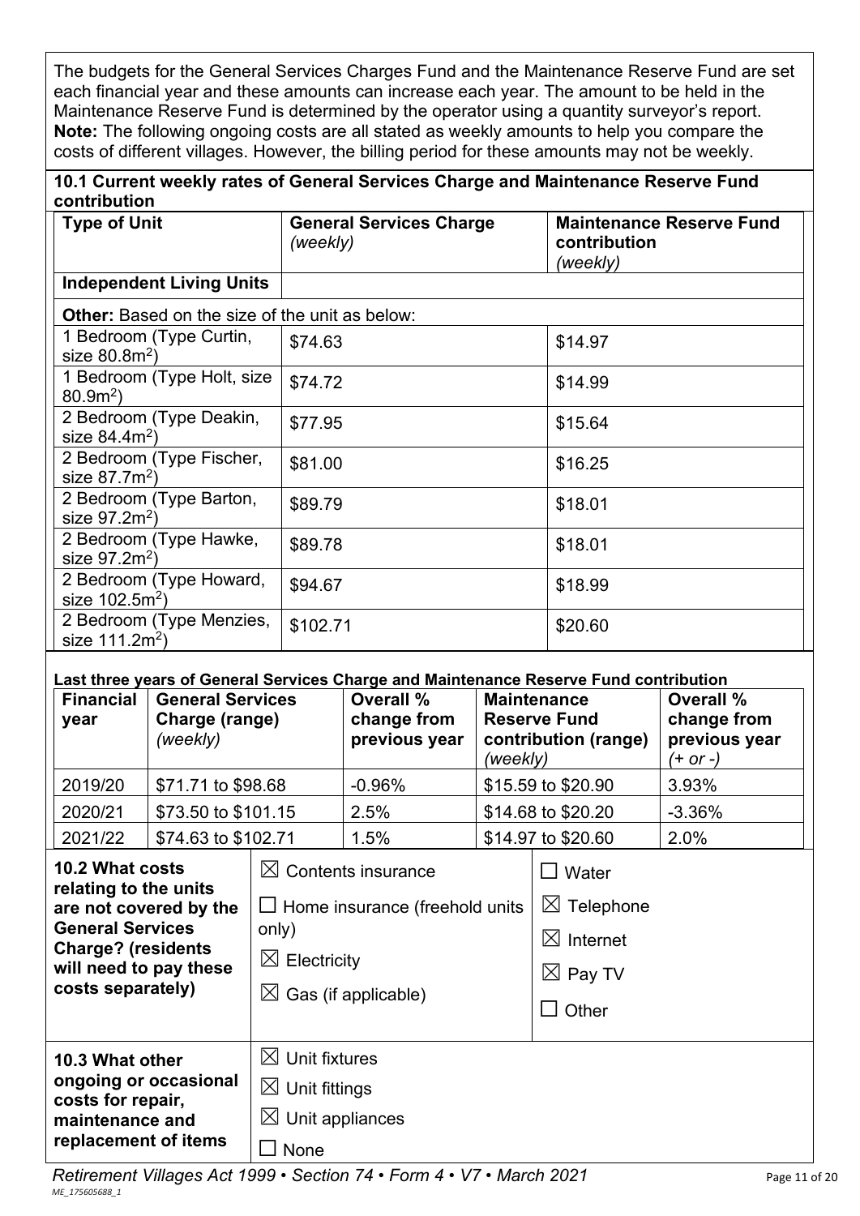The budgets for the General Services Charges Fund and the Maintenance Reserve Fund are set each financial year and these amounts can increase each year. The amount to be held in the Maintenance Reserve Fund is determined by the operator using a quantity surveyor's report.
**Note:** The following ongoing costs are all stated as weekly amounts to help you compare the costs of different villages. However, the billing period for these amounts may not be weekly.

**10.1 Current weekly rates of General Services Charge and Maintenance Reserve Fund contribution**

| Type of Unit | General Services Charge *(weekly)* | Maintenance Reserve Fund contribution *(weekly)* |
|---|---|---|
| **Independent Living Units** | | |
| **Other:** Based on the size of the unit as below: | | |
| 1 Bedroom (Type Curtin, size $80.8m^2$) | \$74.63 | \$14.97 |
| 1 Bedroom (Type Holt, size $80.9m^2$) | \$74.72 | \$14.99 |
| 2 Bedroom (Type Deakin, size $84.4m^2$) | \$77.95 | \$15.64 |
| 2 Bedroom (Type Fischer, size $87.7m^2$) | \$81.00 | \$16.25 |
| 2 Bedroom (Type Barton, size $97.2m^2$) | \$89.79 | \$18.01 |
| 2 Bedroom (Type Hawke, size $97.2m^2$) | \$89.78 | \$18.01 |
| 2 Bedroom (Type Howard, size $102.5m^2$) | \$94.67 | \$18.99 |
| 2 Bedroom (Type Menzies, size $111.2m^2$) | \$102.71 | \$20.60 |

**Last three years of General Services Charge and Maintenance Reserve Fund contribution**

| Financial year | General Services Charge (range) *(weekly)* | Overall % change from previous year | Maintenance Reserve Fund contribution (range) *(weekly)* | Overall % change from previous year *(+ or -)* |
|---|---|---|---|---|
| 2019/20 | \$71.71 to \$98.68 | -0.96% | \$15.59 to \$20.90 | 3.93% |
| 2020/21 | \$73.50 to \$101.15 | 2.5% | \$14.68 to \$20.20 | -3.36% |
| 2021/22 | \$74.63 to \$102.71 | 1.5% | \$14.97 to \$20.60 | 2.0% |

| **10.2 What costs relating to the units are not covered by the General Services Charge? (residents will need to pay these costs separately)** | ☒ Contents insurance<br>☐ Home insurance (freehold units only)<br>☒ Electricity<br>☒ Gas (if applicable) | ☐ Water<br>☒ Telephone<br>☒ Internet<br>☒ Pay TV<br>☐ Other |
|---|---|---|
| **10.3 What other ongoing or occasional costs for repair, maintenance and replacement of items** | ☒ Unit fixtures<br>☒ Unit fittings<br>☒ Unit appliances<br>☐ None | |

*Retirement Villages Act 1999 • Section 74 • Form 4 • V7 • March 2021*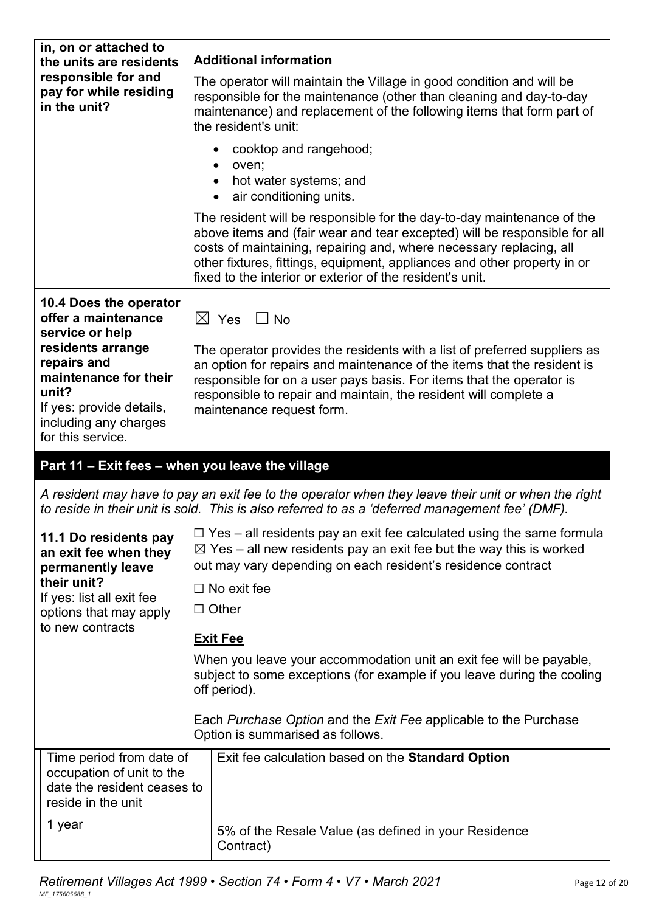| in, on or attached to the units are residents responsible for and pay for while residing in the unit? | **Additional information**<br><br>The operator will maintain the Village in good condition and will be responsible for the maintenance (other than cleaning and day-to-day maintenance) and replacement of the following items that form part of the resident's unit:<br><br>• cooktop and rangehood;<br>• oven;<br>• hot water systems; and<br>• air conditioning units.<br><br>The resident will be responsible for the day-to-day maintenance of the above items and (fair wear and tear excepted) will be responsible for all costs of maintaining, repairing and, where necessary replacing, all other fixtures, fittings, equipment, appliances and other property in or fixed to the interior or exterior of the resident's unit. |
|---|---|
| **10.4 Does the operator offer a maintenance service or help residents arrange repairs and maintenance for their unit?**<br>If yes: provide details, including any charges for this service. | ☒ Yes ☐ No<br><br>The operator provides the residents with a list of preferred suppliers as an option for repairs and maintenance of the items that the resident is responsible for on a user pays basis. For items that the operator is responsible to repair and maintain, the resident will complete a maintenance request form. |

## Part 11 – Exit fees – when you leave the village

*A resident may have to pay an exit fee to the operator when they leave their unit or when the right to reside in their unit is sold. This is also referred to as a 'deferred management fee' (DMF).*

| **11.1 Do residents pay an exit fee when they permanently leave their unit?**<br>If yes: list all exit fee options that may apply to new contracts | ☐ Yes – all residents pay an exit fee calculated using the same formula<br>☒ Yes – all new residents pay an exit fee but the way this is worked out may vary depending on each resident's residence contract<br>☐ No exit fee<br>☐ Other<br><br>**Exit Fee**<br><br>When you leave your accommodation unit an exit fee will be payable, subject to some exceptions (for example if you leave during the cooling off period).<br><br>Each *Purchase Option* and the *Exit Fee* applicable to the Purchase Option is summarised as follows. |
|---|---|

| Time period from date of occupation of unit to the date the resident ceases to reside in the unit | Exit fee calculation based on the **Standard Option** |
|---|---|
| 1 year | 5% of the Resale Value (as defined in your Residence Contract) |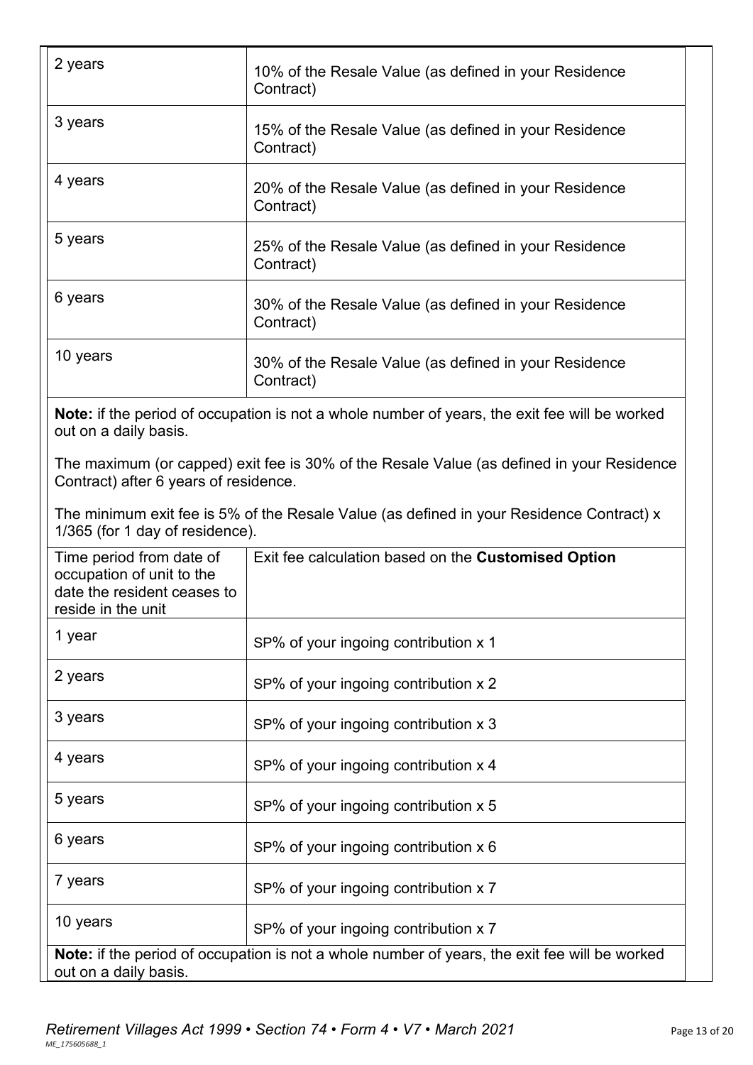| | |
|---|---|
| 2 years | 10% of the Resale Value (as defined in your Residence Contract) |
| 3 years | 15% of the Resale Value (as defined in your Residence Contract) |
| 4 years | 20% of the Resale Value (as defined in your Residence Contract) |
| 5 years | 25% of the Resale Value (as defined in your Residence Contract) |
| 6 years | 30% of the Resale Value (as defined in your Residence Contract) |
| 10 years | 30% of the Resale Value (as defined in your Residence Contract) |

**Note:** if the period of occupation is not a whole number of years, the exit fee will be worked out on a daily basis.

The maximum (or capped) exit fee is 30% of the Resale Value (as defined in your Residence Contract) after 6 years of residence.

The minimum exit fee is 5% of the Resale Value (as defined in your Residence Contract) x 1/365 (for 1 day of residence).

| Time period from date of occupation of unit to the date the resident ceases to reside in the unit | Exit fee calculation based on the **Customised Option** |
|---|---|
| 1 year | SP% of your ingoing contribution x 1 |
| 2 years | SP% of your ingoing contribution x 2 |
| 3 years | SP% of your ingoing contribution x 3 |
| 4 years | SP% of your ingoing contribution x 4 |
| 5 years | SP% of your ingoing contribution x 5 |
| 6 years | SP% of your ingoing contribution x 6 |
| 7 years | SP% of your ingoing contribution x 7 |
| 10 years | SP% of your ingoing contribution x 7 |

**Note:** if the period of occupation is not a whole number of years, the exit fee will be worked out on a daily basis.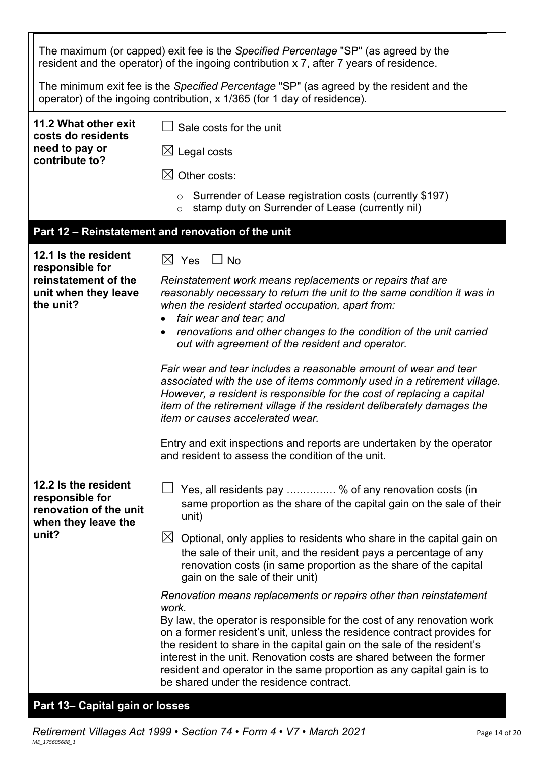The maximum (or capped) exit fee is the *Specified Percentage* "SP" (as agreed by the resident and the operator) of the ingoing contribution x 7, after 7 years of residence.

The minimum exit fee is the *Specified Percentage* "SP" (as agreed by the resident and the operator) of the ingoing contribution, x 1/365 (for 1 day of residence).

| | |
|---|---|
| **11.2 What other exit costs do residents need to pay or contribute to?** | ☐ Sale costs for the unit<br>☒ Legal costs<br>☒ Other costs:<br>◦ Surrender of Lease registration costs (currently $197)<br>◦ stamp duty on Surrender of Lease (currently nil) |

## Part 12 – Reinstatement and renovation of the unit

| | |
|---|---|
| **12.1 Is the resident responsible for reinstatement of the unit when they leave the unit?** | ☒ Yes ☐ No<br>*Reinstatement work means replacements or repairs that are reasonably necessary to return the unit to the same condition it was in when the resident started occupation, apart from:*<br>• *fair wear and tear; and*<br>• *renovations and other changes to the condition of the unit carried out with agreement of the resident and operator.*<br>*Fair wear and tear includes a reasonable amount of wear and tear associated with the use of items commonly used in a retirement village. However, a resident is responsible for the cost of replacing a capital item of the retirement village if the resident deliberately damages the item or causes accelerated wear.*<br>Entry and exit inspections and reports are undertaken by the operator and resident to assess the condition of the unit. |
| **12.2 Is the resident responsible for renovation of the unit when they leave the unit?** | ☐ Yes, all residents pay …………… % of any renovation costs (in same proportion as the share of the capital gain on the sale of their unit)<br>☒ Optional, only applies to residents who share in the capital gain on the sale of their unit, and the resident pays a percentage of any renovation costs (in same proportion as the share of the capital gain on the sale of their unit)<br>*Renovation means replacements or repairs other than reinstatement work.*<br>By law, the operator is responsible for the cost of any renovation work on a former resident's unit, unless the residence contract provides for the resident to share in the capital gain on the sale of the resident's interest in the unit. Renovation costs are shared between the former resident and operator in the same proportion as any capital gain is to be shared under the residence contract. |

## Part 13– Capital gain or losses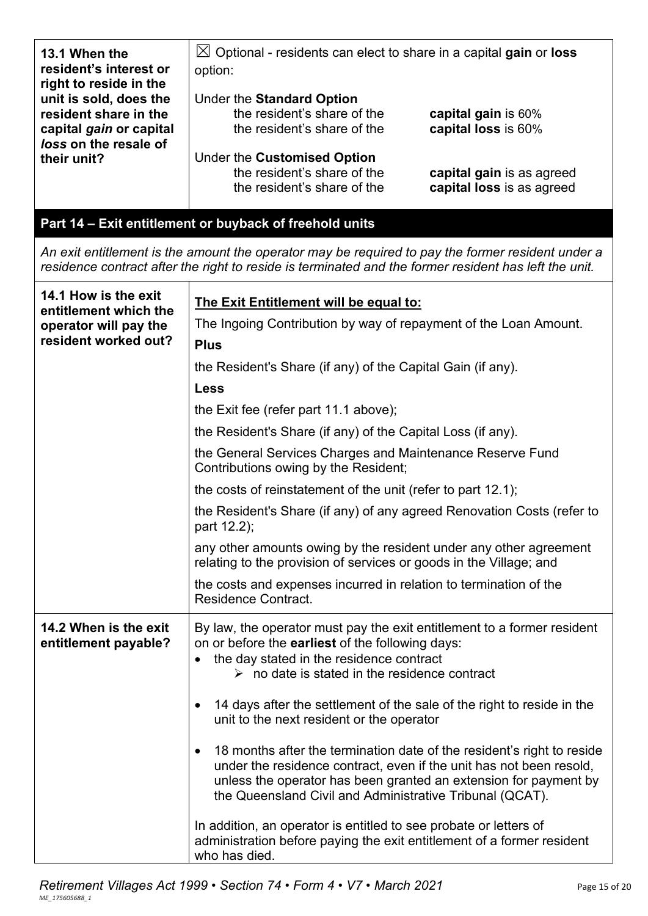| **13.1 When the resident's interest or right to reside in the unit is sold, does the resident share in the capital *gain* or capital *loss* on the resale of their unit?** | ☒ Optional - residents can elect to share in a capital **gain** or **loss** option:<br><br>Under the **Standard Option**<br>the resident's share of the **capital gain** is 60%<br>the resident's share of the **capital loss** is 60%<br><br>Under the **Customised Option**<br>the resident's share of the **capital gain** is as agreed<br>the resident's share of the **capital loss** is as agreed |
|---|---|

## Part 14 – Exit entitlement or buyback of freehold units

*An exit entitlement is the amount the operator may be required to pay the former resident under a residence contract after the right to reside is terminated and the former resident has left the unit.*

| **14.1 How is the exit entitlement which the operator will pay the resident worked out?** | **<u>The Exit Entitlement will be equal to:</u>**<br><br>The Ingoing Contribution by way of repayment of the Loan Amount.<br><br>**Plus**<br><br>the Resident's Share (if any) of the Capital Gain (if any).<br><br>**Less**<br><br>the Exit fee (refer part 11.1 above);<br><br>the Resident's Share (if any) of the Capital Loss (if any).<br><br>the General Services Charges and Maintenance Reserve Fund Contributions owing by the Resident;<br><br>the costs of reinstatement of the unit (refer to part 12.1);<br><br>the Resident's Share (if any) of any agreed Renovation Costs (refer to part 12.2);<br><br>any other amounts owing by the resident under any other agreement relating to the provision of services or goods in the Village; and<br><br>the costs and expenses incurred in relation to termination of the Residence Contract. |
|---|---|
| **14.2 When is the exit entitlement payable?** | By law, the operator must pay the exit entitlement to a former resident on or before the **earliest** of the following days:<br>• the day stated in the residence contract<br>  ➢ no date is stated in the residence contract<br><br>• 14 days after the settlement of the sale of the right to reside in the unit to the next resident or the operator<br><br>• 18 months after the termination date of the resident's right to reside under the residence contract, even if the unit has not been resold, unless the operator has been granted an extension for payment by the Queensland Civil and Administrative Tribunal (QCAT).<br><br>In addition, an operator is entitled to see probate or letters of administration before paying the exit entitlement of a former resident who has died. |

*Retirement Villages Act 1999 • Section 74 • Form 4 • V7 • March 2021*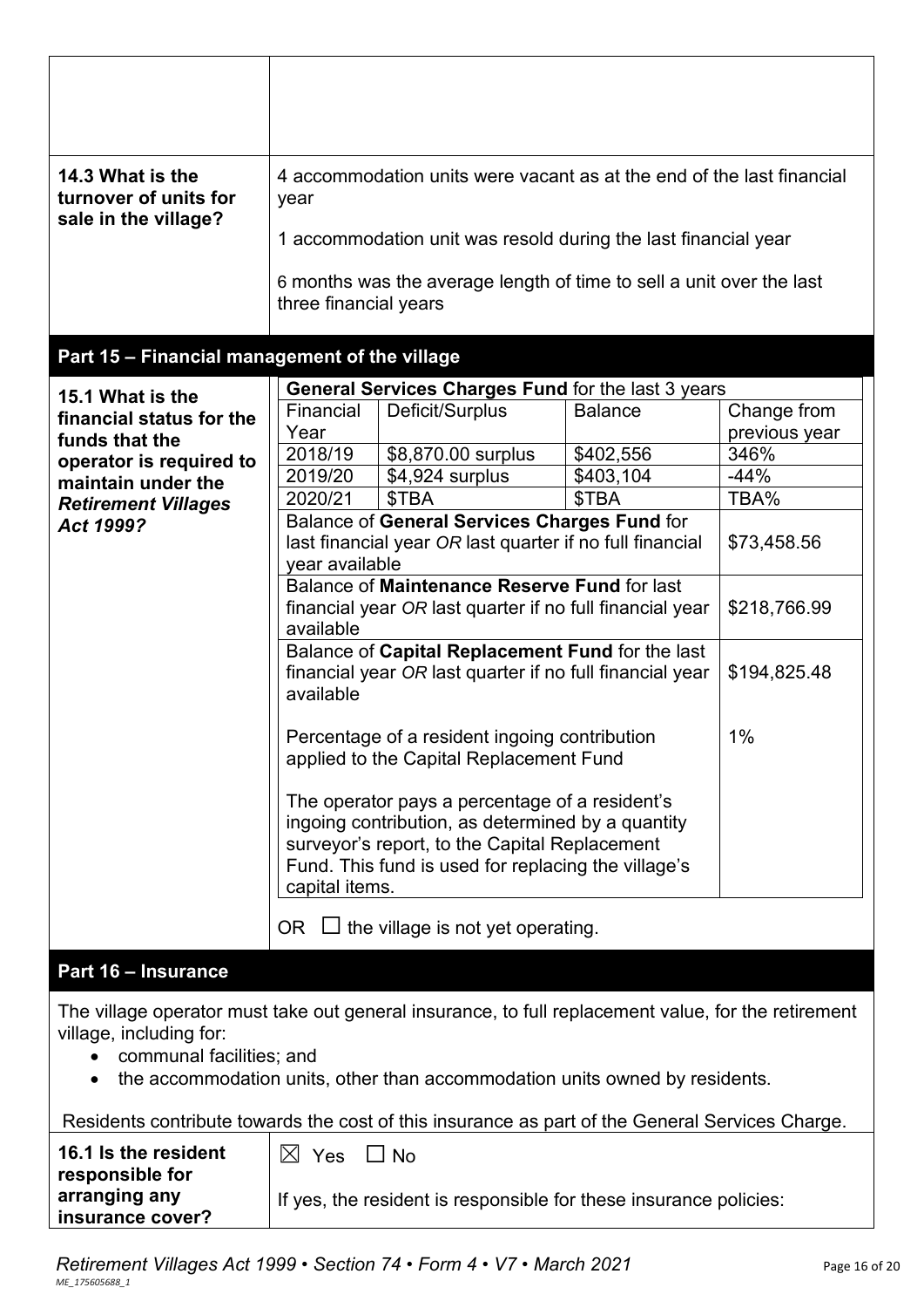| | |
|---|---|
| | |
| **14.3 What is the turnover of units for sale in the village?** | 4 accommodation units were vacant as at the end of the last financial year<br><br>1 accommodation unit was resold during the last financial year<br><br>6 months was the average length of time to sell a unit over the last three financial years |

## Part 15 – Financial management of the village

**15.1 What is the financial status for the funds that the operator is required to maintain under the *Retirement Villages Act 1999*?**

| **General Services Charges Fund** for the last 3 years | | | |
|---|---|---|---|
| Financial Year | Deficit/Surplus | Balance | Change from previous year |
| 2018/19 | $8,870.00 surplus | $402,556 | 346% |
| 2019/20 | $4,924 surplus | $403,104 | -44% |
| 2020/21 | $TBA | $TBA | TBA% |
| Balance of **General Services Charges Fund** for last financial year *OR* last quarter if no full financial year available | | | $73,458.56 |
| Balance of **Maintenance Reserve Fund** for last financial year *OR* last quarter if no full financial year available | | | $218,766.99 |
| Balance of **Capital Replacement Fund** for the last financial year *OR* last quarter if no full financial year available | | | $194,825.48 |
| Percentage of a resident ingoing contribution applied to the Capital Replacement Fund<br><br>The operator pays a percentage of a resident's ingoing contribution, as determined by a quantity surveyor's report, to the Capital Replacement Fund. This fund is used for replacing the village's capital items. | | | 1% |

OR ☐ the village is not yet operating.

## Part 16 – Insurance

The village operator must take out general insurance, to full replacement value, for the retirement village, including for:

- communal facilities; and
- the accommodation units, other than accommodation units owned by residents.

Residents contribute towards the cost of this insurance as part of the General Services Charge.

| | |
|---|---|
| **16.1 Is the resident responsible for arranging any insurance cover?** | ☒ Yes ☐ No<br><br>If yes, the resident is responsible for these insurance policies: |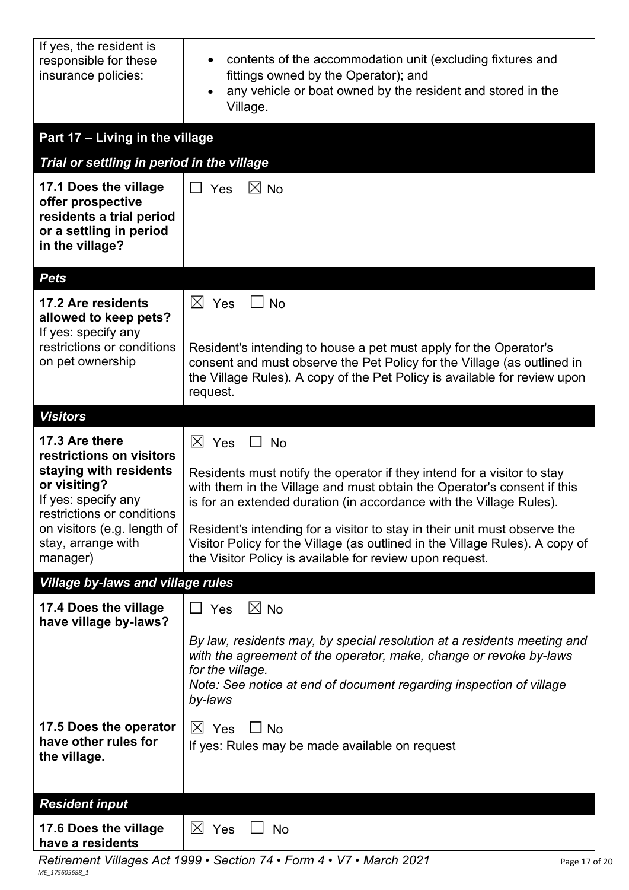| | |
|---|---|
| If yes, the resident is responsible for these insurance policies: | • contents of the accommodation unit (excluding fixtures and fittings owned by the Operator); and<br>• any vehicle or boat owned by the resident and stored in the Village. |

## Part 17 – Living in the village

### *Trial or settling in period in the village*

| | |
|---|---|
| **17.1 Does the village offer prospective residents a trial period or a settling in period in the village?** | ☐ Yes ☒ No |

### *Pets*

| | |
|---|---|
| **17.2 Are residents allowed to keep pets?**<br>If yes: specify any restrictions or conditions on pet ownership | ☒ Yes ☐ No<br><br>Resident's intending to house a pet must apply for the Operator's consent and must observe the Pet Policy for the Village (as outlined in the Village Rules). A copy of the Pet Policy is available for review upon request. |

### *Visitors*

| | |
|---|---|
| **17.3 Are there restrictions on visitors staying with residents or visiting?**<br>If yes: specify any restrictions or conditions on visitors (e.g. length of stay, arrange with manager) | ☒ Yes ☐ No<br><br>Residents must notify the operator if they intend for a visitor to stay with them in the Village and must obtain the Operator's consent if this is for an extended duration (in accordance with the Village Rules).<br><br>Resident's intending for a visitor to stay in their unit must observe the Visitor Policy for the Village (as outlined in the Village Rules). A copy of the Visitor Policy is available for review upon request. |

### *Village by-laws and village rules*

| | |
|---|---|
| **17.4 Does the village have village by-laws?** | ☐ Yes ☒ No<br><br>*By law, residents may, by special resolution at a residents meeting and with the agreement of the operator, make, change or revoke by-laws for the village.*<br>*Note: See notice at end of document regarding inspection of village by-laws* |
| **17.5 Does the operator have other rules for the village.** | ☒ Yes ☐ No<br>If yes: Rules may be made available on request |

### *Resident input*

| | |
|---|---|
| **17.6 Does the village have a residents** | ☒ Yes ☐ No |

*Retirement Villages Act 1999 • Section 74 • Form 4 • V7 • March 2021*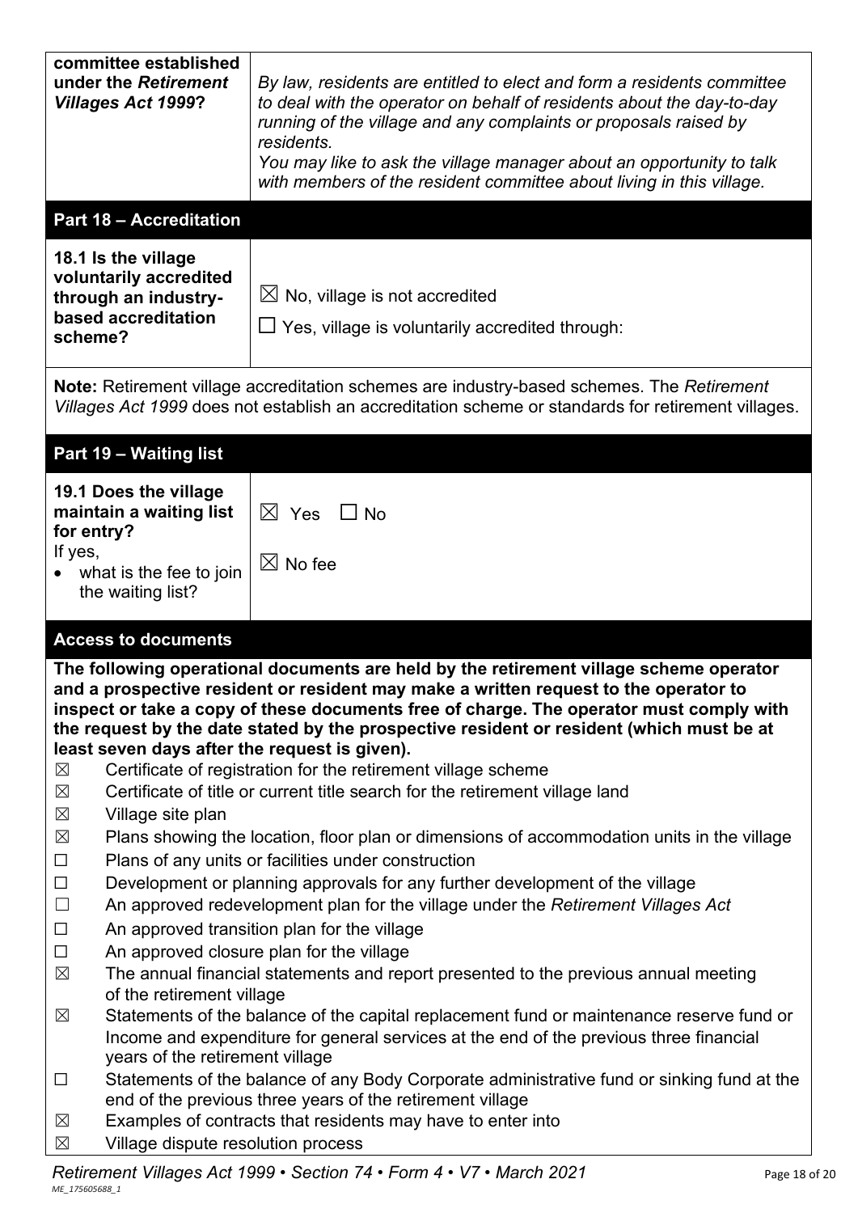| **committee established under the *Retirement Villages Act 1999*?** | *By law, residents are entitled to elect and form a residents committee to deal with the operator on behalf of residents about the day-to-day running of the village and any complaints or proposals raised by residents.* *You may like to ask the village manager about an opportunity to talk with members of the resident committee about living in this village.* |
|---|---|

## Part 18 – Accreditation

| **18.1 Is the village voluntarily accredited through an industry-based accreditation scheme?** | ☒ No, village is not accredited<br>☐ Yes, village is voluntarily accredited through: |
|---|---|

**Note:** Retirement village accreditation schemes are industry-based schemes. The *Retirement Villages Act 1999* does not establish an accreditation scheme or standards for retirement villages.

## Part 19 – Waiting list

| **19.1 Does the village maintain a waiting list for entry?**<br>If yes,<br>• what is the fee to join the waiting list? | ☒ Yes ☐ No<br><br>☒ No fee |
|---|---|

## Access to documents

**The following operational documents are held by the retirement village scheme operator and a prospective resident or resident may make a written request to the operator to inspect or take a copy of these documents free of charge. The operator must comply with the request by the date stated by the prospective resident or resident (which must be at least seven days after the request is given).**

- ☒ Certificate of registration for the retirement village scheme
- ☒ Certificate of title or current title search for the retirement village land
- ☒ Village site plan
- ☒ Plans showing the location, floor plan or dimensions of accommodation units in the village
- ☐ Plans of any units or facilities under construction
- ☐ Development or planning approvals for any further development of the village
- ☐ An approved redevelopment plan for the village under the *Retirement Villages Act*
- ☐ An approved transition plan for the village
- ☐ An approved closure plan for the village
- ☒ The annual financial statements and report presented to the previous annual meeting of the retirement village
- ☒ Statements of the balance of the capital replacement fund or maintenance reserve fund or Income and expenditure for general services at the end of the previous three financial years of the retirement village
- ☐ Statements of the balance of any Body Corporate administrative fund or sinking fund at the end of the previous three years of the retirement village
- ☒ Examples of contracts that residents may have to enter into
- ☒ Village dispute resolution process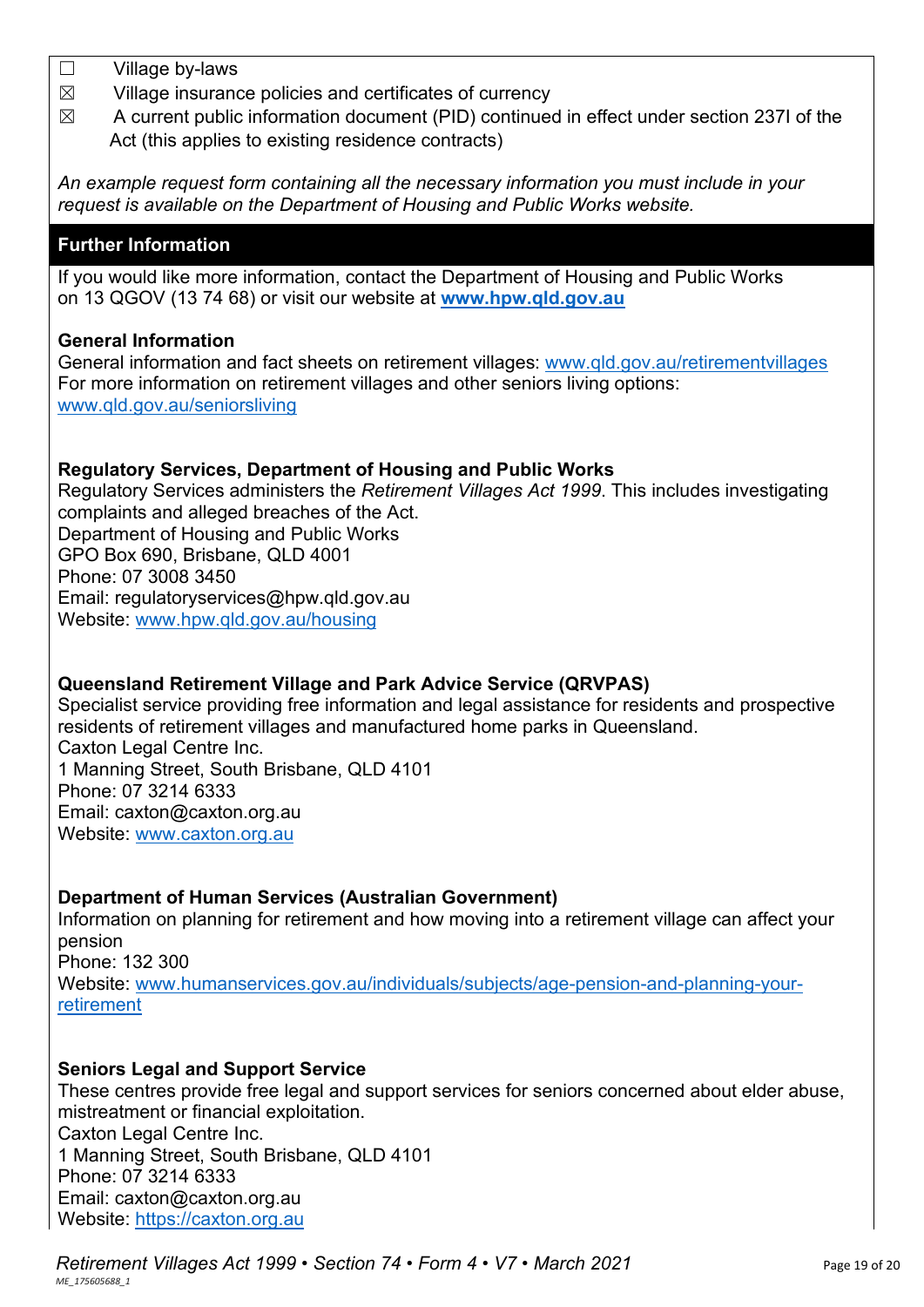- ☐ Village by-laws
- ☒ Village insurance policies and certificates of currency
- ☒ A current public information document (PID) continued in effect under section 237I of the Act (this applies to existing residence contracts)

*An example request form containing all the necessary information you must include in your request is available on the Department of Housing and Public Works website.*

## Further Information

If you would like more information, contact the Department of Housing and Public Works on 13 QGOV (13 74 68) or visit our website at **[www.hpw.qld.gov.au](http://www.hpw.qld.gov.au)**

**General Information**
General information and fact sheets on retirement villages: [www.qld.gov.au/retirementvillages](http://www.qld.gov.au/retirementvillages)
For more information on retirement villages and other seniors living options: [www.qld.gov.au/seniorsliving](http://www.qld.gov.au/seniorsliving)

**Regulatory Services, Department of Housing and Public Works**
Regulatory Services administers the *Retirement Villages Act 1999*. This includes investigating complaints and alleged breaches of the Act.
Department of Housing and Public Works
GPO Box 690, Brisbane, QLD 4001
Phone: 07 3008 3450
Email: regulatoryservices@hpw.qld.gov.au
Website: [www.hpw.qld.gov.au/housing](http://www.hpw.qld.gov.au/housing)

**Queensland Retirement Village and Park Advice Service (QRVPAS)**
Specialist service providing free information and legal assistance for residents and prospective residents of retirement villages and manufactured home parks in Queensland.
Caxton Legal Centre Inc.
1 Manning Street, South Brisbane, QLD 4101
Phone: 07 3214 6333
Email: caxton@caxton.org.au
Website: [www.caxton.org.au](http://www.caxton.org.au)

**Department of Human Services (Australian Government)**
Information on planning for retirement and how moving into a retirement village can affect your pension
Phone: 132 300
Website: [www.humanservices.gov.au/individuals/subjects/age-pension-and-planning-your-retirement](http://www.humanservices.gov.au/individuals/subjects/age-pension-and-planning-your-retirement)

**Seniors Legal and Support Service**
These centres provide free legal and support services for seniors concerned about elder abuse, mistreatment or financial exploitation.
Caxton Legal Centre Inc.
1 Manning Street, South Brisbane, QLD 4101
Phone: 07 3214 6333
Email: caxton@caxton.org.au
Website: [https://caxton.org.au](https://caxton.org.au)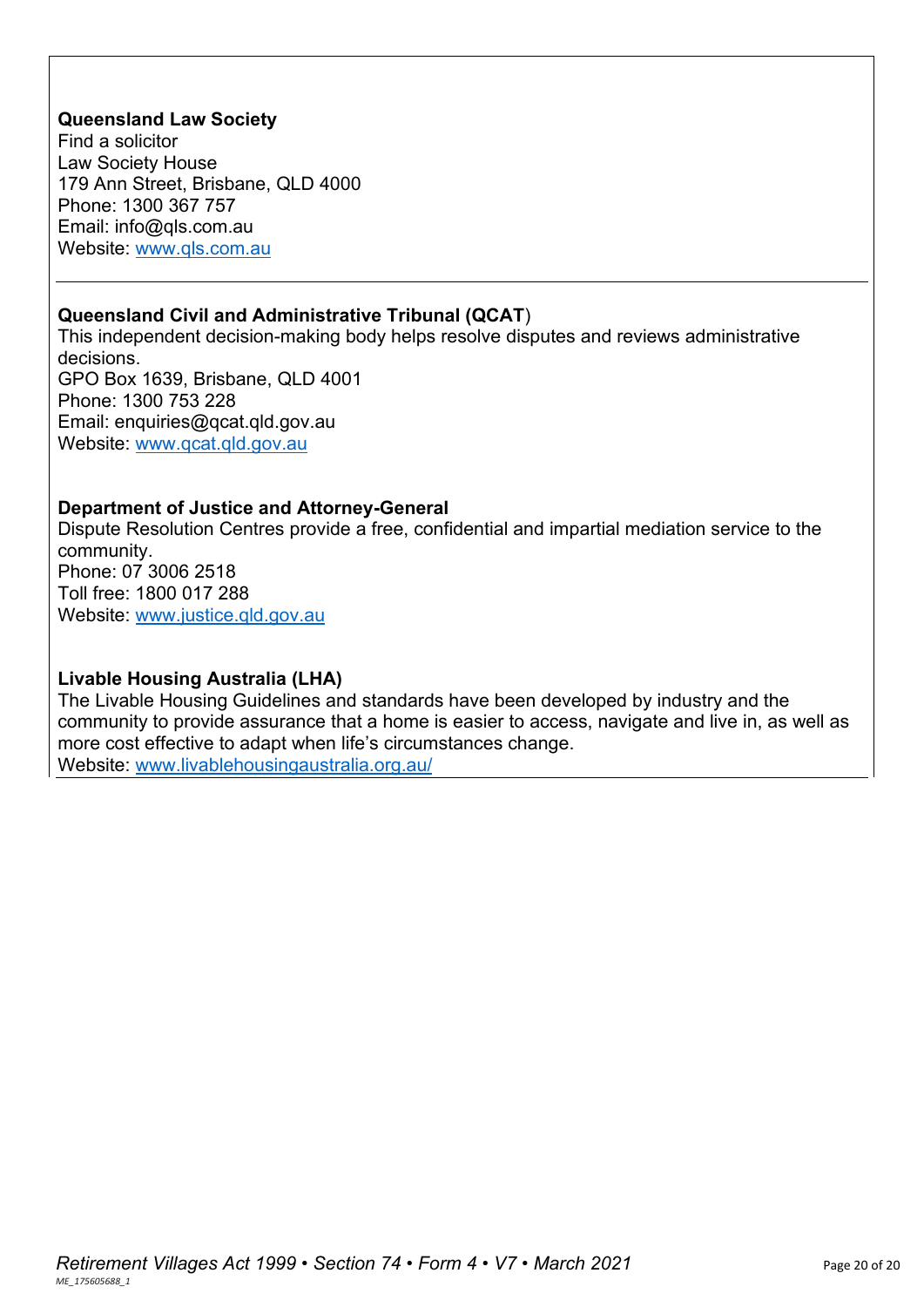**Queensland Law Society**
Find a solicitor
Law Society House
179 Ann Street, Brisbane, QLD 4000
Phone: 1300 367 757
Email: info@qls.com.au
Website: [www.qls.com.au](http://www.qls.com.au)

---

**Queensland Civil and Administrative Tribunal (QCAT**)
This independent decision-making body helps resolve disputes and reviews administrative decisions.
GPO Box 1639, Brisbane, QLD 4001
Phone: 1300 753 228
Email: enquiries@qcat.qld.gov.au
Website: [www.qcat.qld.gov.au](http://www.qcat.qld.gov.au)

**Department of Justice and Attorney-General**
Dispute Resolution Centres provide a free, confidential and impartial mediation service to the community.
Phone: 07 3006 2518
Toll free: 1800 017 288
Website: [www.justice.qld.gov.au](http://www.justice.qld.gov.au)

**Livable Housing Australia (LHA)**
The Livable Housing Guidelines and standards have been developed by industry and the community to provide assurance that a home is easier to access, navigate and live in, as well as more cost effective to adapt when life's circumstances change.
Website: [www.livablehousingaustralia.org.au/](http://www.livablehousingaustralia.org.au/)